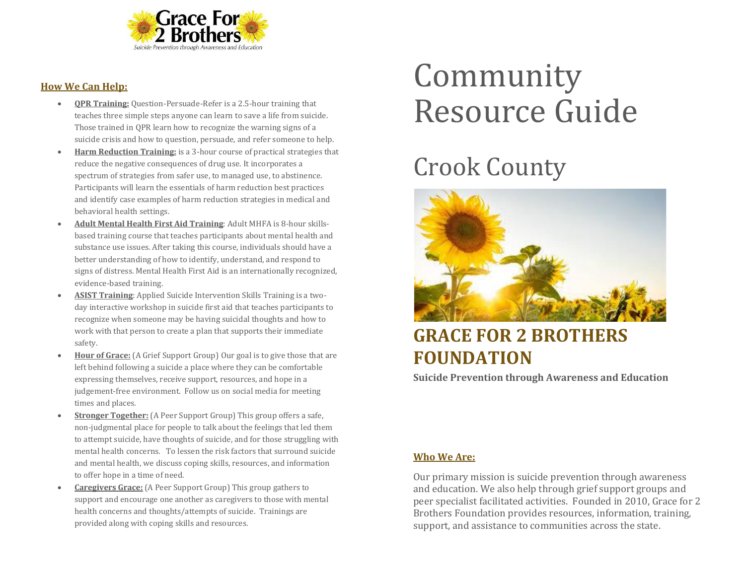Grace For 2 Brothers

*Suicide Prevention through Awareness and Education*

## How We Can Help:

- **QPR Training:** Question-Persuade-Refer is a 2.5-hour training that teaches three simple steps anyone can learn to save a life from suicide. Those trained in QPR learn how to recognize the warning signs of a suicide crisis and how to question, persuade, and refer someone to help.
- **Harm Reduction Training:** is a 3-hour course of practical strategies that reduce the negative consequences of drug use. It incorporates a spectrum of strategies from safer use, to managed use, to abstinence. Participants will learn the essentials of harm reduction best practices and identify case examples of harm reduction strategies in medical and behavioral health settings.
- **Adult Mental Health First Aid Training**: Adult MHFA is 8-hour skills-based training course that teaches participants about mental health and substance use issues. After taking this course, individuals should have a better understanding of how to identify, understand, and respond to signs of distress. Mental Health First Aid is an internationally recognized, evidence-based training.
- **ASIST Training**: Applied Suicide Intervention Skills Training is a two-day interactive workshop in suicide first aid that teaches participants to recognize when someone may be having suicidal thoughts and how to work with that person to create a plan that supports their immediate safety.
- **Hour of Grace:** (A Grief Support Group) Our goal is to give those that are left behind following a suicide a place where they can be comfortable expressing themselves, receive support, resources, and hope in a judgement-free environment. Follow us on social media for meeting times and places.
- **Stronger Together:** (A Peer Support Group) This group offers a safe, non-judgmental place for people to talk about the feelings that led them to attempt suicide, have thoughts of suicide, and for those struggling with mental health concerns. To lessen the risk factors that surround suicide and mental health, we discuss coping skills, resources, and information to offer hope in a time of need.
- **Caregivers Grace:** (A Peer Support Group) This group gathers to support and encourage one another as caregivers to those with mental health concerns and thoughts/attempts of suicide. Trainings are provided along with coping skills and resources.

# Community Resource Guide

# Crook County

## GRACE FOR 2 BROTHERS FOUNDATION

**Suicide Prevention through Awareness and Education**

## Who We Are:

Our primary mission is suicide prevention through awareness and education. We also help through grief support groups and peer specialist facilitated activities. Founded in 2010, Grace for 2 Brothers Foundation provides resources, information, training, support, and assistance to communities across the state.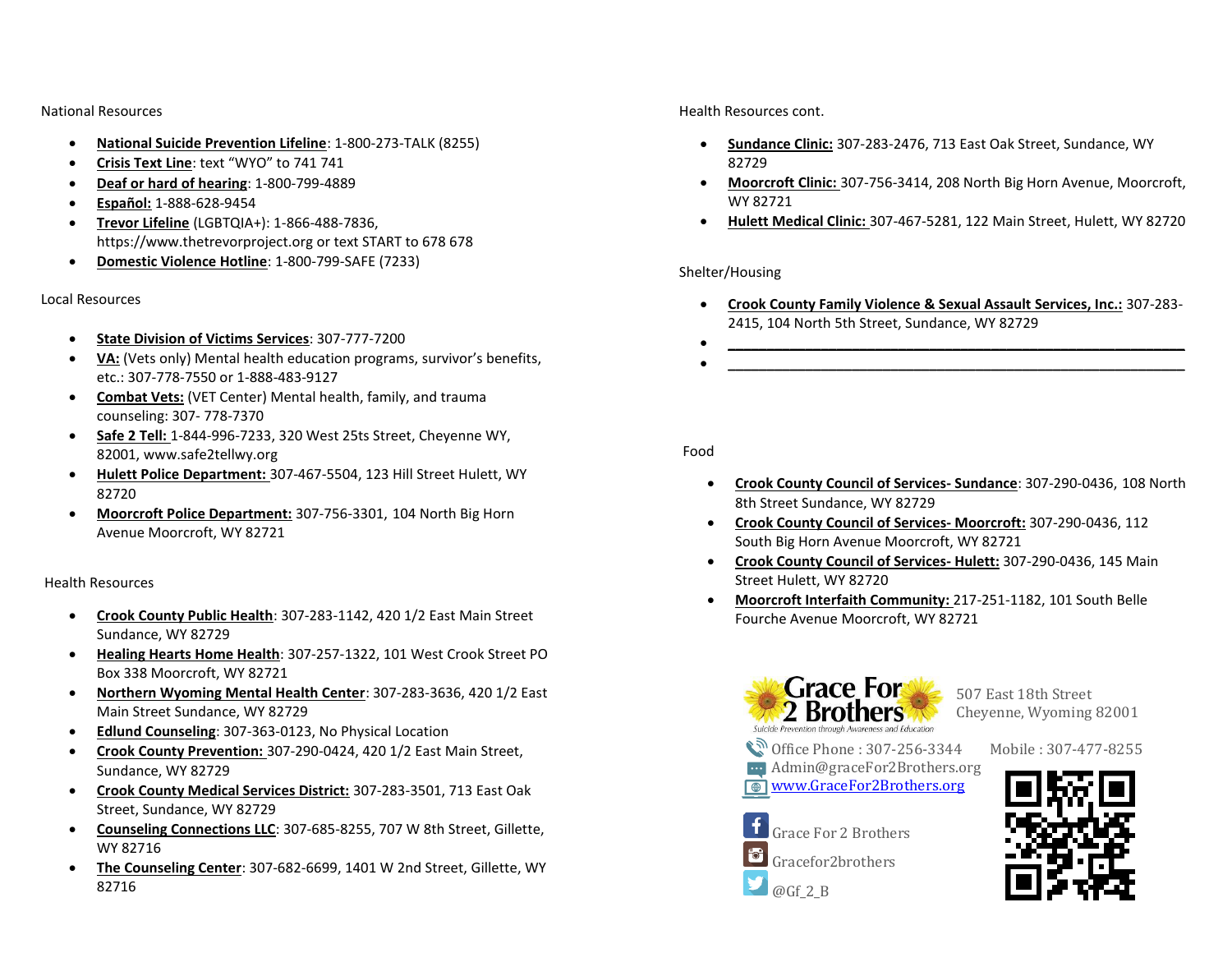National Resources

- **National Suicide Prevention Lifeline**: 1-800-273-TALK (8255)
- **Crisis Text Line**: text "WYO" to 741 741
- **Deaf or hard of hearing**: 1-800-799-4889
- **Español:** 1-888-628-9454
- **Trevor Lifeline** (LGBTQIA+): 1-866-488-7836, https://www.thetrevorproject.org or text START to 678 678
- **Domestic Violence Hotline**: 1-800-799-SAFE (7233)

Local Resources

- **State Division of Victims Services**: 307-777-7200
- **VA:** (Vets only) Mental health education programs, survivor's benefits, etc.: 307-778-7550 or 1-888-483-9127
- **Combat Vets:** (VET Center) Mental health, family, and trauma counseling: 307- 778-7370
- **Safe 2 Tell:** 1-844-996-7233, 320 West 25ts Street, Cheyenne WY, 82001, www.safe2tellwy.org
- **Hulett Police Department:** 307-467-5504, 123 Hill Street Hulett, WY 82720
- **Moorcroft Police Department:** 307-756-3301, 104 North Big Horn Avenue Moorcroft, WY 82721

Health Resources

- **Crook County Public Health**: 307-283-1142, 420 1/2 East Main Street Sundance, WY 82729
- **Healing Hearts Home Health**: 307-257-1322, 101 West Crook Street PO Box 338 Moorcroft, WY 82721
- **Northern Wyoming Mental Health Center**: 307-283-3636, 420 1/2 East Main Street Sundance, WY 82729
- **Edlund Counseling**: 307-363-0123, No Physical Location
- **Crook County Prevention:** 307-290-0424, 420 1/2 East Main Street, Sundance, WY 82729
- **Crook County Medical Services District:** 307-283-3501, 713 East Oak Street, Sundance, WY 82729
- **Counseling Connections LLC**: 307-685-8255, 707 W 8th Street, Gillette, WY 82716
- **The Counseling Center**: 307-682-6699, 1401 W 2nd Street, Gillette, WY 82716

Health Resources cont.

- **Sundance Clinic:** 307-283-2476, 713 East Oak Street, Sundance, WY 82729
- **Moorcroft Clinic:** 307-756-3414, 208 North Big Horn Avenue, Moorcroft, WY 82721
- **Hulett Medical Clinic:** 307-467-5281, 122 Main Street, Hulett, WY 82720

Shelter/Housing

- **Crook County Family Violence & Sexual Assault Services, Inc.:** 307-283-2415, 104 North 5th Street, Sundance, WY 82729
- ______________________________________________
- ______________________________________________

Food

- **Crook County Council of Services- Sundance**: 307-290-0436, 108 North 8th Street Sundance, WY 82729
- **Crook County Council of Services- Moorcroft:** 307-290-0436, 112 South Big Horn Avenue Moorcroft, WY 82721
- **Crook County Council of Services- Hulett:** 307-290-0436, 145 Main Street Hulett, WY 82720
- **Moorcroft Interfaith Community:** 217-251-1182, 101 South Belle Fourche Avenue Moorcroft, WY 82721

**Grace For 2 Brothers**
Suicide Prevention through Awareness and Education

507 East 18th Street
Cheyenne, Wyoming 82001

Office Phone : 307-256-3344 Mobile : 307-477-8255
Admin@graceFor2Brothers.org
www.GraceFor2Brothers.org

Grace For 2 Brothers
Gracefor2brothers
@Gf_2_B